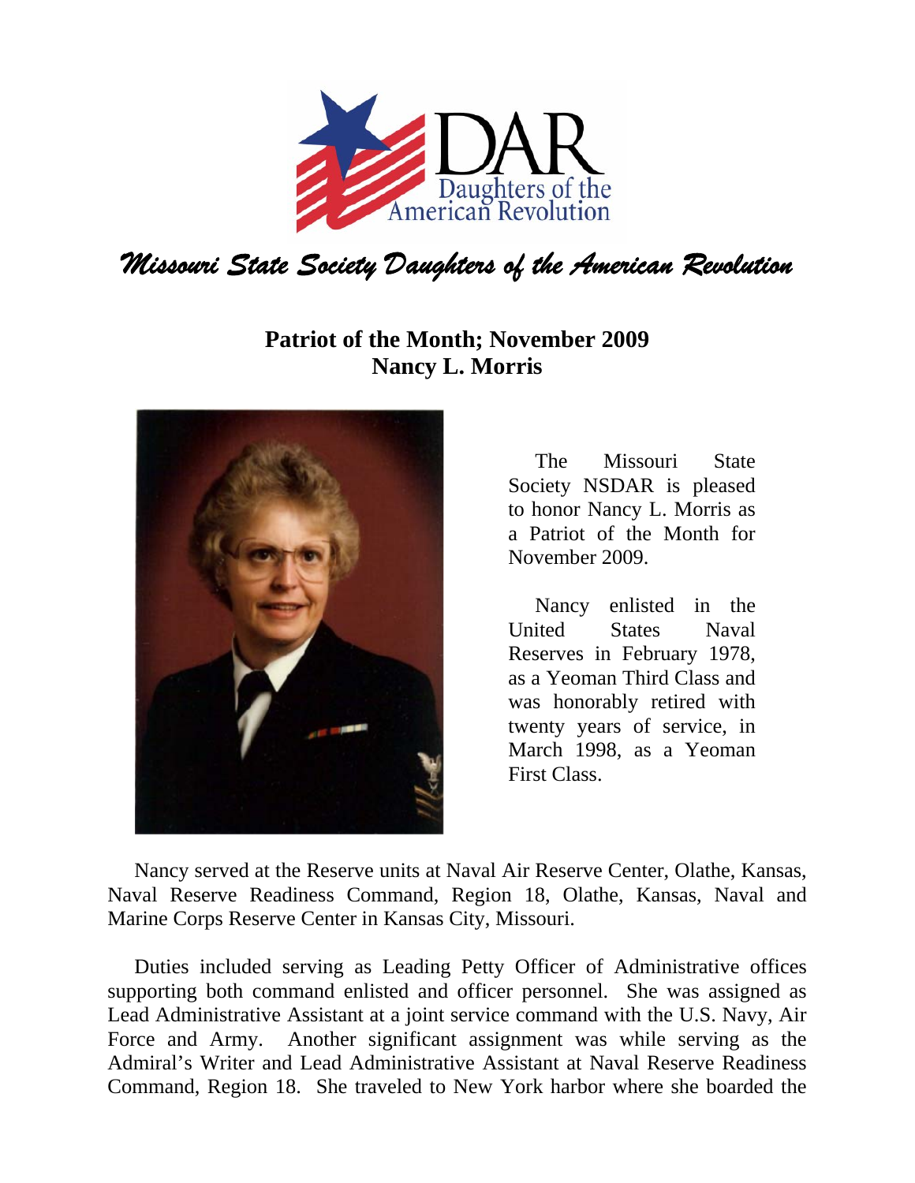# Missouri State Society Daughters of the American Revolution

## Patriot of the Month; November 2009
## Nancy L. Morris

The Missouri State Society NSDAR is pleased to honor Nancy L. Morris as a Patriot of the Month for November 2009.

Nancy enlisted in the United States Naval Reserves in February 1978, as a Yeoman Third Class and was honorably retired with twenty years of service, in March 1998, as a Yeoman First Class.

Nancy served at the Reserve units at Naval Air Reserve Center, Olathe, Kansas, Naval Reserve Readiness Command, Region 18, Olathe, Kansas, Naval and Marine Corps Reserve Center in Kansas City, Missouri.

Duties included serving as Leading Petty Officer of Administrative offices supporting both command enlisted and officer personnel. She was assigned as Lead Administrative Assistant at a joint service command with the U.S. Navy, Air Force and Army. Another significant assignment was while serving as the Admiral's Writer and Lead Administrative Assistant at Naval Reserve Readiness Command, Region 18. She traveled to New York harbor where she boarded the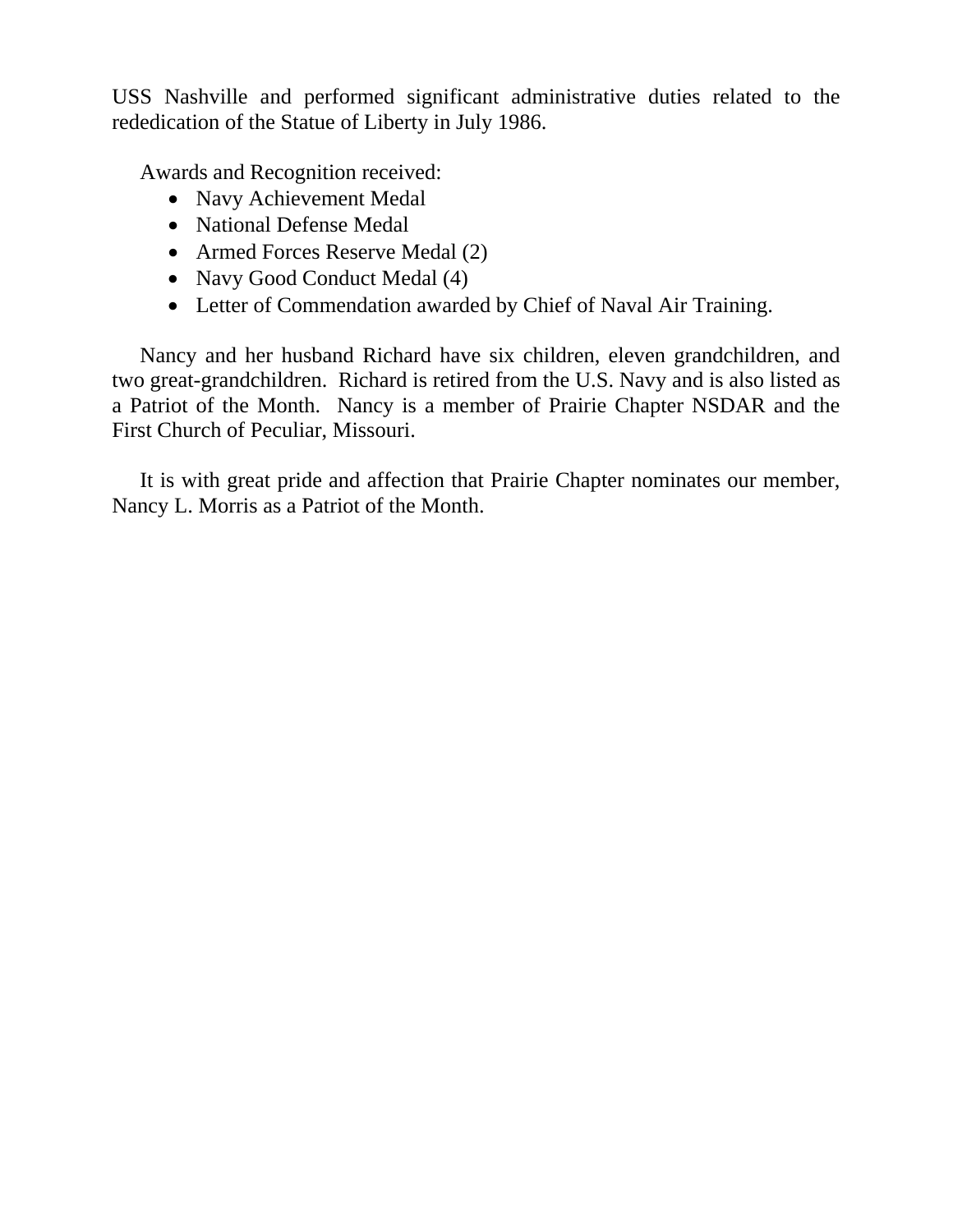USS Nashville and performed significant administrative duties related to the rededication of the Statue of Liberty in July 1986.

Awards and Recognition received:

- Navy Achievement Medal
- National Defense Medal
- Armed Forces Reserve Medal (2)
- Navy Good Conduct Medal (4)
- Letter of Commendation awarded by Chief of Naval Air Training.

Nancy and her husband Richard have six children, eleven grandchildren, and two great-grandchildren. Richard is retired from the U.S. Navy and is also listed as a Patriot of the Month. Nancy is a member of Prairie Chapter NSDAR and the First Church of Peculiar, Missouri.

It is with great pride and affection that Prairie Chapter nominates our member, Nancy L. Morris as a Patriot of the Month.